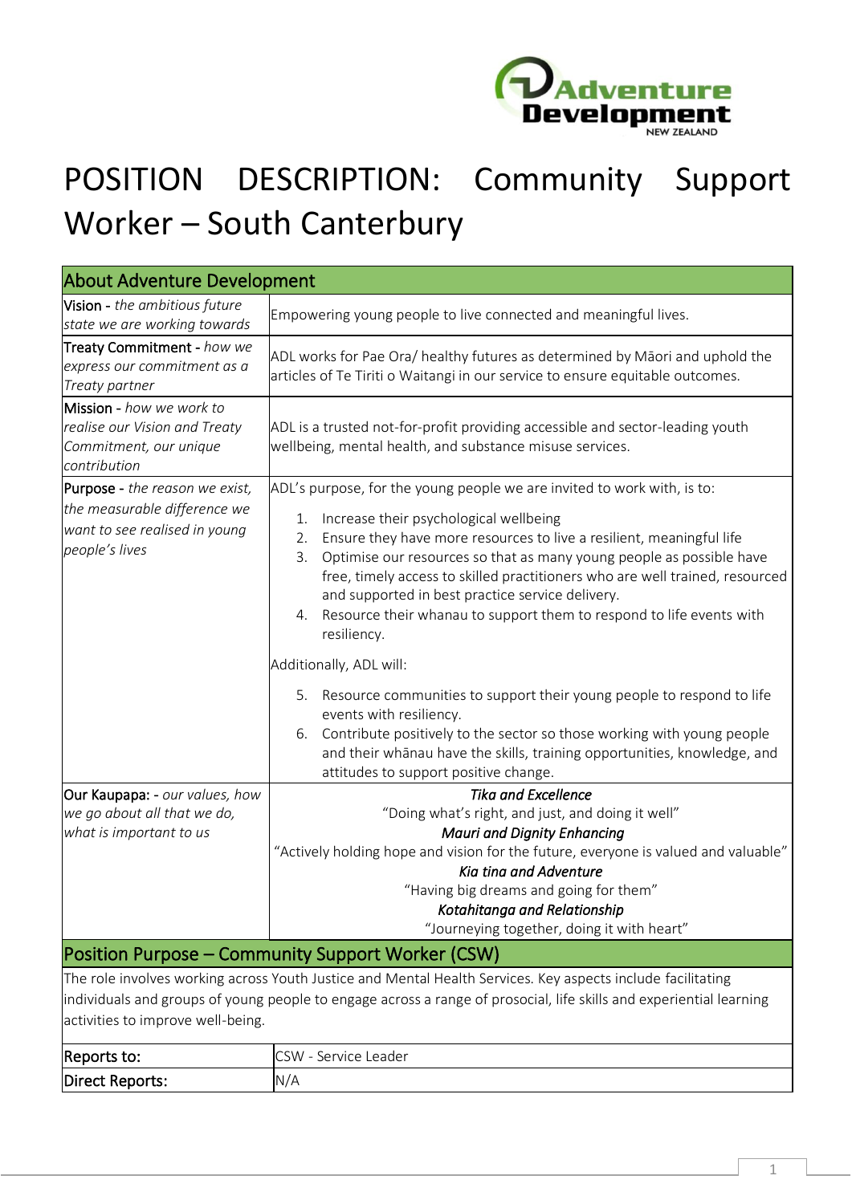# POSITION DESCRIPTION: Community Support Worker – South Canterbury

| About Adventure Development | |
|---|---|
| **Vision** - *the ambitious future state we are working towards* | Empowering young people to live connected and meaningful lives. |
| **Treaty Commitment** - *how we express our commitment as a Treaty partner* | ADL works for Pae Ora/ healthy futures as determined by Māori and uphold the articles of Te Tiriti o Waitangi in our service to ensure equitable outcomes. |
| **Mission** - *how we work to realise our Vision and Treaty Commitment, our unique contribution* | ADL is a trusted not-for-profit providing accessible and sector-leading youth wellbeing, mental health, and substance misuse services. |
| **Purpose** - *the reason we exist, the measurable difference we want to see realised in young people's lives* | ADL's purpose, for the young people we are invited to work with, is to:<br>1. Increase their psychological wellbeing<br>2. Ensure they have more resources to live a resilient, meaningful life<br>3. Optimise our resources so that as many young people as possible have free, timely access to skilled practitioners who are well trained, resourced and supported in best practice service delivery.<br>4. Resource their whanau to support them to respond to life events with resiliency.<br>Additionally, ADL will:<br>5. Resource communities to support their young people to respond to life events with resiliency.<br>6. Contribute positively to the sector so those working with young people and their whānau have the skills, training opportunities, knowledge, and attitudes to support positive change. |
| **Our Kaupapa:** - *our values, how we go about all that we do, what is important to us* | ***Tika and Excellence***<br>"Doing what's right, and just, and doing it well"<br>***Mauri and Dignity Enhancing***<br>"Actively holding hope and vision for the future, everyone is valued and valuable"<br>***Kia tina and Adventure***<br>"Having big dreams and going for them"<br>***Kotahitanga and Relationship***<br>"Journeying together, doing it with heart" |

## Position Purpose – Community Support Worker (CSW)

The role involves working across Youth Justice and Mental Health Services. Key aspects include facilitating individuals and groups of young people to engage across a range of prosocial, life skills and experiential learning activities to improve well-being.

| | |
|---|---|
| **Reports to:** | CSW - Service Leader |
| **Direct Reports:** | N/A |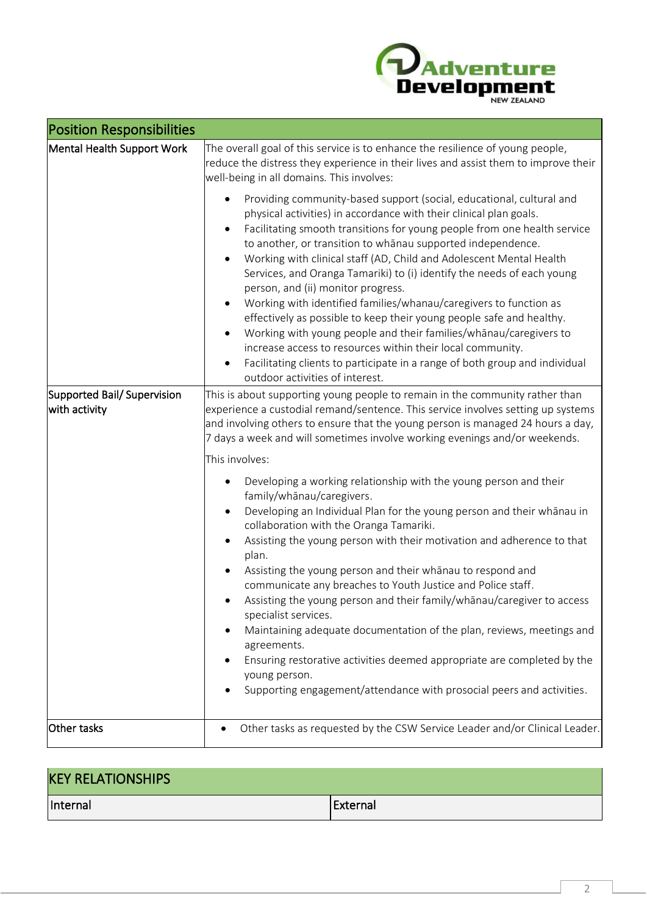| Position Responsibilities | |
|---|---|
| Mental Health Support Work | The overall goal of this service is to enhance the resilience of young people, reduce the distress they experience in their lives and assist them to improve their well-being in all domains. This involves:<br>• Providing community-based support (social, educational, cultural and physical activities) in accordance with their clinical plan goals.<br>• Facilitating smooth transitions for young people from one health service to another, or transition to whānau supported independence.<br>• Working with clinical staff (AD, Child and Adolescent Mental Health Services, and Oranga Tamariki) to (i) identify the needs of each young person, and (ii) monitor progress.<br>• Working with identified families/whanau/caregivers to function as effectively as possible to keep their young people safe and healthy.<br>• Working with young people and their families/whānau/caregivers to increase access to resources within their local community.<br>• Facilitating clients to participate in a range of both group and individual outdoor activities of interest. |
| Supported Bail/ Supervision with activity | This is about supporting young people to remain in the community rather than experience a custodial remand/sentence. This service involves setting up systems and involving others to ensure that the young person is managed 24 hours a day, 7 days a week and will sometimes involve working evenings and/or weekends.<br>This involves:<br>• Developing a working relationship with the young person and their family/whānau/caregivers.<br>• Developing an Individual Plan for the young person and their whānau in collaboration with the Oranga Tamariki.<br>• Assisting the young person with their motivation and adherence to that plan.<br>• Assisting the young person and their whānau to respond and communicate any breaches to Youth Justice and Police staff.<br>• Assisting the young person and their family/whānau/caregiver to access specialist services.<br>• Maintaining adequate documentation of the plan, reviews, meetings and agreements.<br>• Ensuring restorative activities deemed appropriate are completed by the young person.<br>• Supporting engagement/attendance with prosocial peers and activities. |
| Other tasks | • Other tasks as requested by the CSW Service Leader and/or Clinical Leader. |

| KEY RELATIONSHIPS | |
|---|---|
| Internal | External |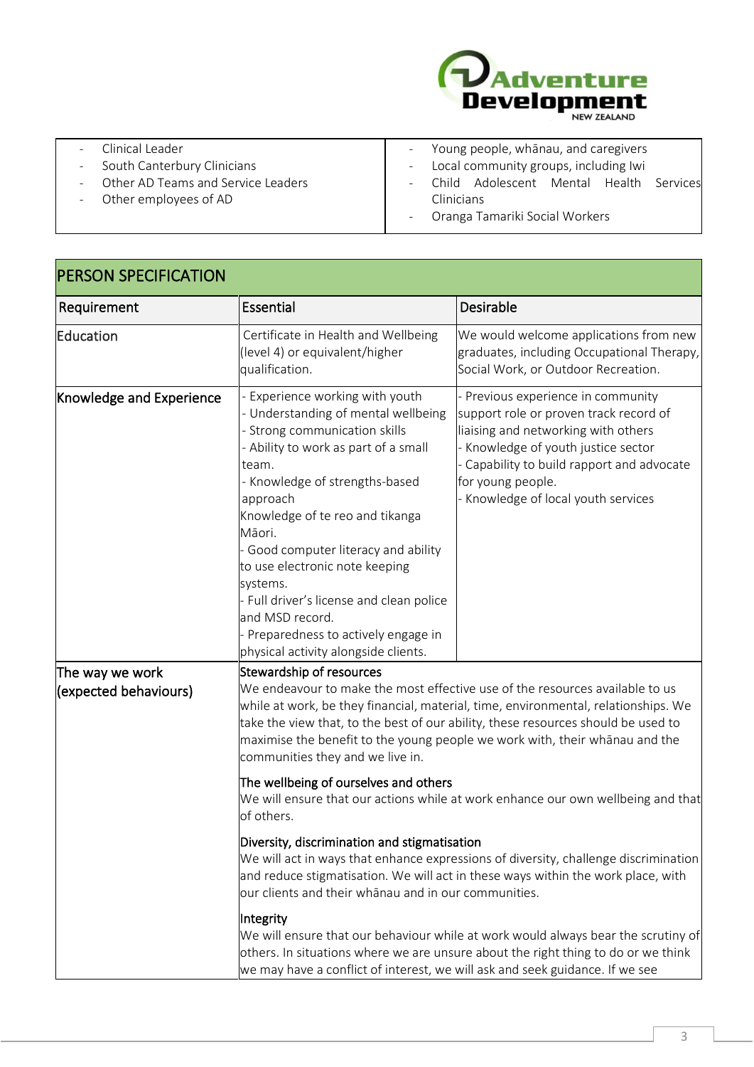| | |
|---|---|
| - Clinical Leader<br>- South Canterbury Clinicians<br>- Other AD Teams and Service Leaders<br>- Other employees of AD | - Young people, whānau, and caregivers<br>- Local community groups, including Iwi<br>- Child Adolescent Mental Health Services Clinicians<br>- Oranga Tamariki Social Workers |

| PERSON SPECIFICATION | | |
|---|---|---|
| Requirement | Essential | Desirable |
| Education | Certificate in Health and Wellbeing (level 4) or equivalent/higher qualification. | We would welcome applications from new graduates, including Occupational Therapy, Social Work, or Outdoor Recreation. |
| Knowledge and Experience | - Experience working with youth<br>- Understanding of mental wellbeing<br>- Strong communication skills<br>- Ability to work as part of a small team.<br>- Knowledge of strengths-based approach<br>Knowledge of te reo and tikanga Māori.<br>- Good computer literacy and ability to use electronic note keeping systems.<br>- Full driver's license and clean police and MSD record.<br>- Preparedness to actively engage in physical activity alongside clients. | - Previous experience in community support role or proven track record of liaising and networking with others<br>- Knowledge of youth justice sector<br>- Capability to build rapport and advocate for young people.<br>- Knowledge of local youth services |
| The way we work (expected behaviours) | **Stewardship of resources**<br>We endeavour to make the most effective use of the resources available to us while at work, be they financial, material, time, environmental, relationships. We take the view that, to the best of our ability, these resources should be used to maximise the benefit to the young people we work with, their whānau and the communities they and we live in.<br><br>**The wellbeing of ourselves and others**<br>We will ensure that our actions while at work enhance our own wellbeing and that of others.<br><br>**Diversity, discrimination and stigmatisation**<br>We will act in ways that enhance expressions of diversity, challenge discrimination and reduce stigmatisation. We will act in these ways within the work place, with our clients and their whānau and in our communities.<br><br>**Integrity**<br>We will ensure that our behaviour while at work would always bear the scrutiny of others. In situations where we are unsure about the right thing to do or we think we may have a conflict of interest, we will ask and seek guidance. If we see | |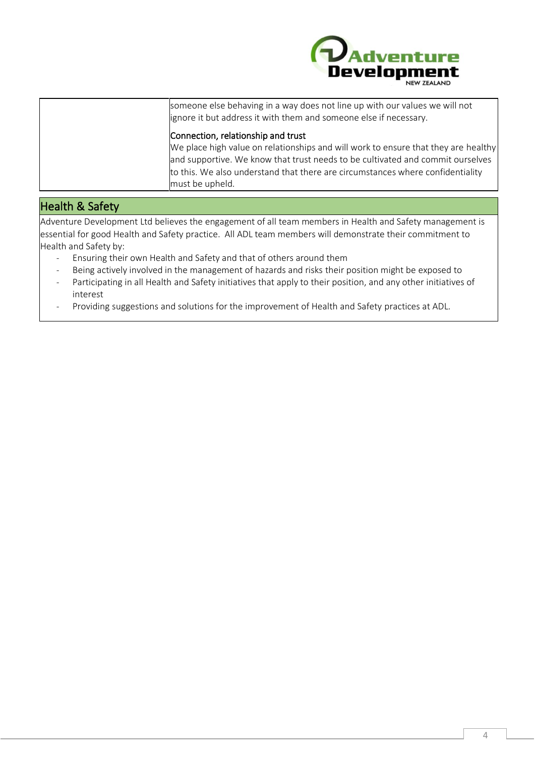| | |
|---|---|
| | someone else behaving in a way does not line up with our values we will not ignore it but address it with them and someone else if necessary.<br><br>**Connection, relationship and trust**<br>We place high value on relationships and will work to ensure that they are healthy and supportive. We know that trust needs to be cultivated and commit ourselves to this. We also understand that there are circumstances where confidentiality must be upheld. |

## Health & Safety

Adventure Development Ltd believes the engagement of all team members in Health and Safety management is essential for good Health and Safety practice. All ADL team members will demonstrate their commitment to Health and Safety by:

- Ensuring their own Health and Safety and that of others around them
- Being actively involved in the management of hazards and risks their position might be exposed to
- Participating in all Health and Safety initiatives that apply to their position, and any other initiatives of interest
- Providing suggestions and solutions for the improvement of Health and Safety practices at ADL.